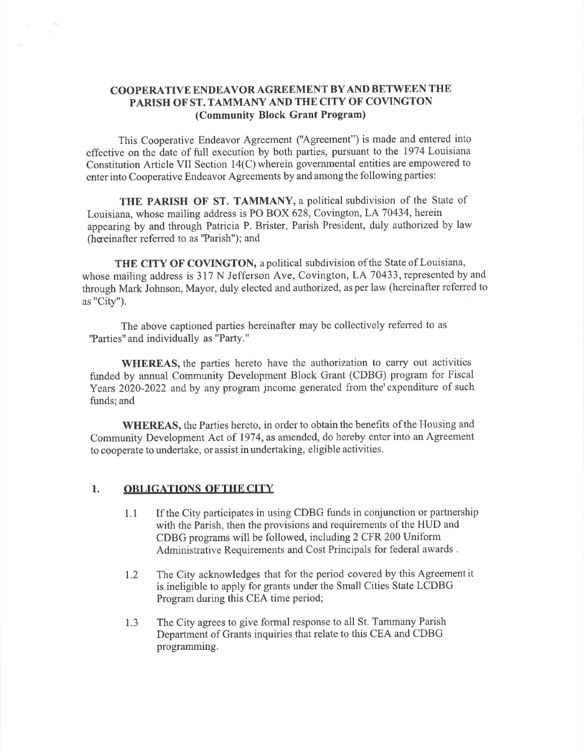# COOPERATIVE ENDEAVOR AGREEMENT BY AND BETWEEN THE PARISH OF ST. TAMMANY AND THE CITY OF COVINGTON
**(Community Block Grant Program)**

This Cooperative Endeavor Agreement ("Agreement") is made and entered into effective on the date of full execution by both parties, pursuant to the 1974 Louisiana Constitution Article VII Section 14(C) wherein governmental entities are empowered to enter into Cooperative Endeavor Agreements by and among the following parties:

**THE PARISH OF ST. TAMMANY,** a political subdivision of the State of Louisiana, whose mailing address is PO BOX 628, Covington, LA 70434, herein appearing by and through Patricia P. Brister, Parish President, duly authorized by law (hereinafter referred to as "Parish"); and

**THE CITY OF COVINGTON,** a political subdivision of the State of Louisiana, whose mailing address is 317 N Jefferson Ave, Covington, LA 70433, represented by and through Mark Johnson, Mayor, duly elected and authorized, as per law (hereinafter referred to as "City").

The above captioned parties hereinafter may be collectively referred to as "Parties" and individually as "Party."

**WHEREAS,** the parties hereto have the authorization to carry out activities funded by annual Community Development Block Grant (CDBG) program for Fiscal Years 2020-2022 and by any program income generated from the' expenditure of such funds; and

**WHEREAS,** the Parties hereto, in order to obtain the benefits of the Housing and Community Development Act of 1974, as amended, do hereby enter into an Agreement to cooperate to undertake, or assist in undertaking, eligible activities.

## 1. OBLIGATIONS OF THE CITY

1.1 If the City participates in using CDBG funds in conjunction or partnership with the Parish, then the provisions and requirements of the HUD and CDBG programs will be followed, including 2 CFR 200 Uniform Administrative Requirements and Cost Principals for federal awards .

1.2 The City acknowledges that for the period covered by this Agreement it is ineligible to apply for grants under the Small Cities State LCDBG Program during this CEA time period;

1.3 The City agrees to give formal response to all St. Tammany Parish Department of Grants inquiries that relate to this CEA and CDBG programming.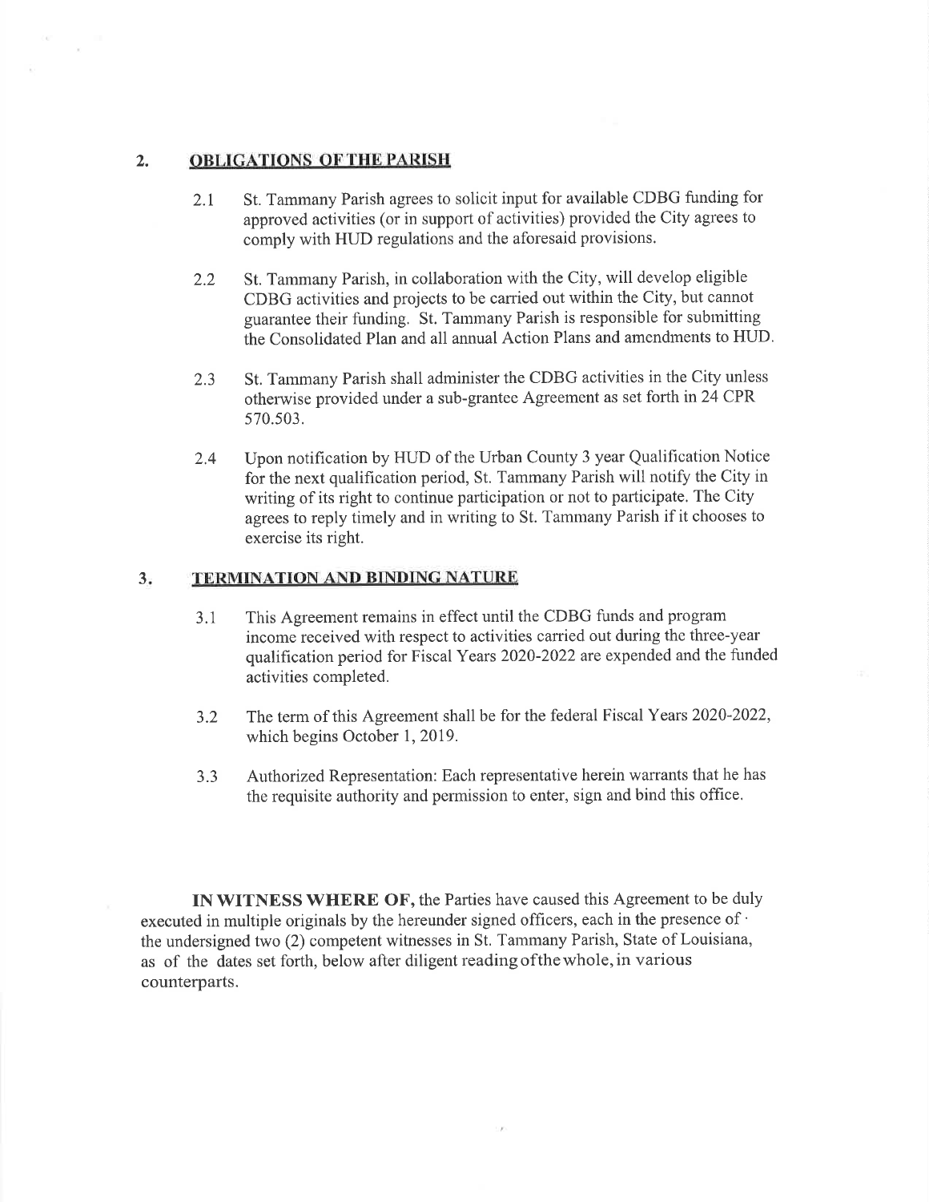## 2. OBLIGATIONS OF THE PARISH

2.1 St. Tammany Parish agrees to solicit input for available CDBG funding for approved activities (or in support of activities) provided the City agrees to comply with HUD regulations and the aforesaid provisions.

2.2 St. Tammany Parish, in collaboration with the City, will develop eligible CDBG activities and projects to be carried out within the City, but cannot guarantee their funding. St. Tammany Parish is responsible for submitting the Consolidated Plan and all annual Action Plans and amendments to HUD.

2.3 St. Tammany Parish shall administer the CDBG activities in the City unless otherwise provided under a sub-grantee Agreement as set forth in 24 CPR 570.503.

2.4 Upon notification by HUD of the Urban County 3 year Qualification Notice for the next qualification period, St. Tammany Parish will notify the City in writing of its right to continue participation or not to participate. The City agrees to reply timely and in writing to St. Tammany Parish if it chooses to exercise its right.

## 3. TERMINATION AND BINDING NATURE

3.1 This Agreement remains in effect until the CDBG funds and program income received with respect to activities carried out during the three-year qualification period for Fiscal Years 2020-2022 are expended and the funded activities completed.

3.2 The term of this Agreement shall be for the federal Fiscal Years 2020-2022, which begins October 1, 2019.

3.3 Authorized Representation: Each representative herein warrants that he has the requisite authority and permission to enter, sign and bind this office.

**IN WITNESS WHERE OF,** the Parties have caused this Agreement to be duly executed in multiple originals by the hereunder signed officers, each in the presence of the undersigned two (2) competent witnesses in St. Tammany Parish, State of Louisiana, as of the dates set forth, below after diligent reading of the whole, in various counterparts.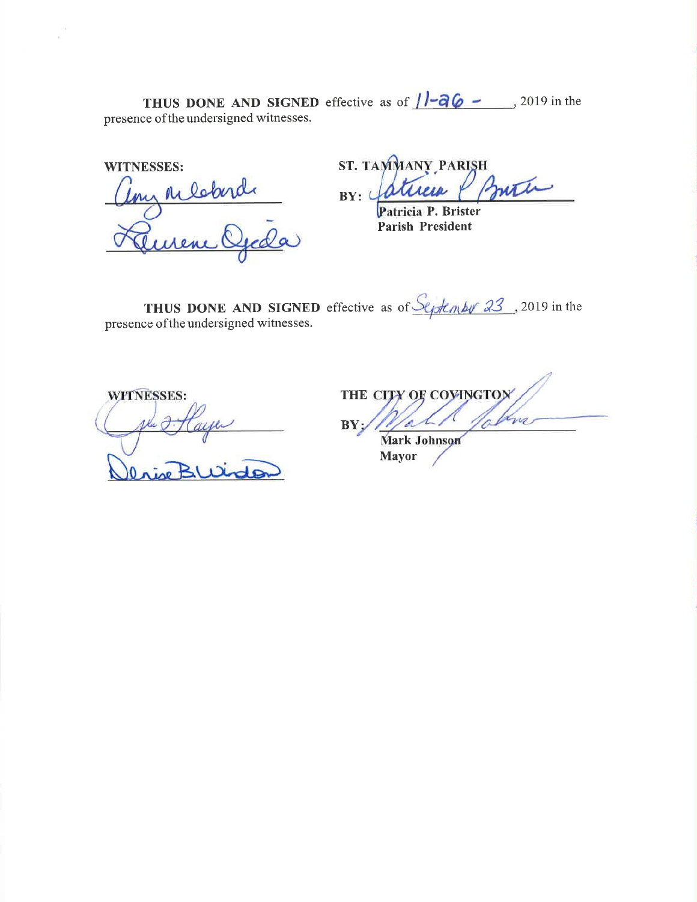**THUS DONE AND SIGNED** effective as of 11-26 - , 2019 in the presence of the undersigned witnesses.

**WITNESSES:**

Amy M Leblanc

Laurene Ojeda

**ST. TAMMANY PARISH**

**BY:** Patricia P Brister

**Patricia P. Brister**
**Parish President**

**THUS DONE AND SIGNED** effective as of September 23 , 2019 in the presence of the undersigned witnesses.

**WITNESSES:**

J. Hayes

Denise B. Wilson

**THE CITY OF COVINGTON**

**BY:** Mark Johnson

**Mark Johnson**
**Mayor**